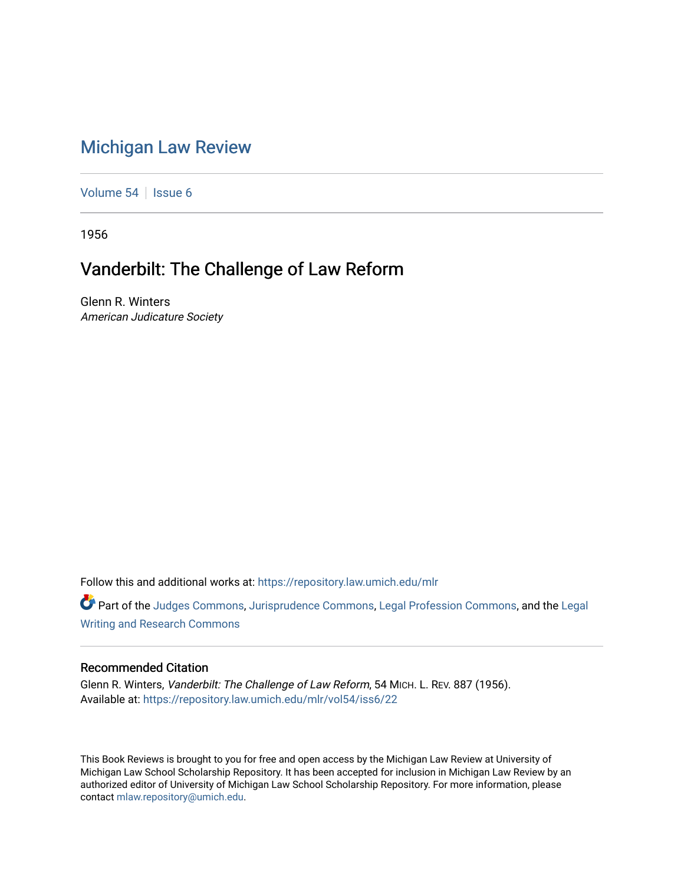# Michigan Law Review

Volume 54 | Issue 6

1956

## Vanderbilt: The Challenge of Law Reform

Glenn R. Winters
*American Judicature Society*

Follow this and additional works at: https://repository.law.umich.edu/mlr

Part of the Judges Commons, Jurisprudence Commons, Legal Profession Commons, and the Legal Writing and Research Commons

### Recommended Citation

Glenn R. Winters, *Vanderbilt: The Challenge of Law Reform*, 54 MICH. L. REV. 887 (1956).
Available at: https://repository.law.umich.edu/mlr/vol54/iss6/22

This Book Reviews is brought to you for free and open access by the Michigan Law Review at University of Michigan Law School Scholarship Repository. It has been accepted for inclusion in Michigan Law Review by an authorized editor of University of Michigan Law School Scholarship Repository. For more information, please contact mlaw.repository@umich.edu.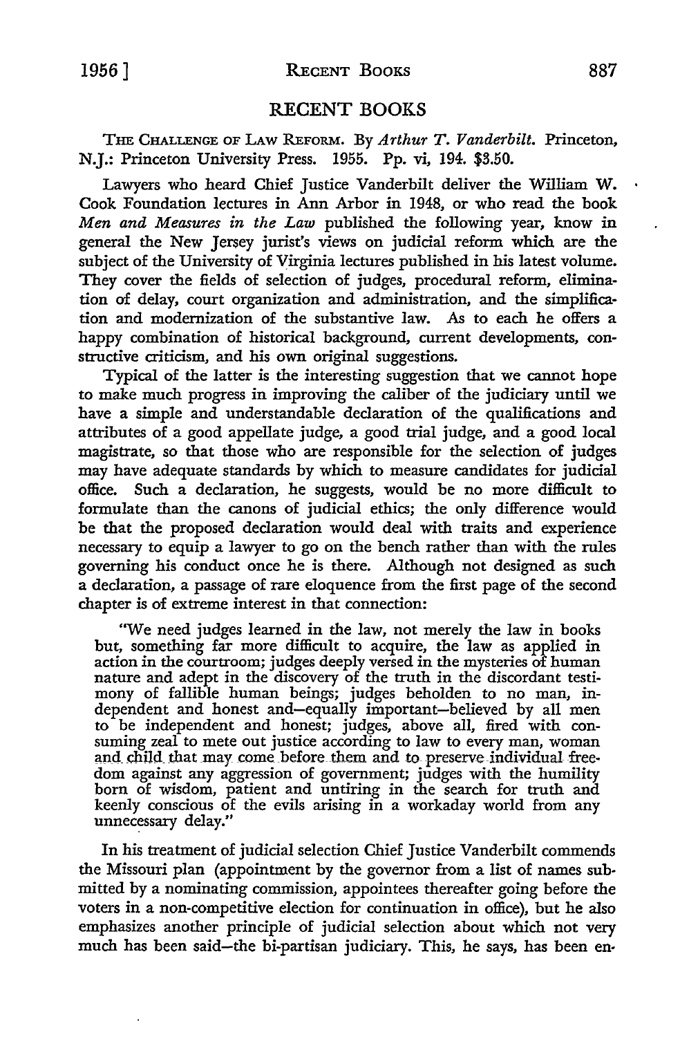# RECENT BOOKS

THE CHALLENGE OF LAW REFORM. By *Arthur T. Vanderbilt.* Princeton, N.J.: Princeton University Press. 1955. Pp. vi, 194. $3.50.

Lawyers who heard Chief Justice Vanderbilt deliver the William W. Cook Foundation lectures in Ann Arbor in 1948, or who read the book *Men and Measures in the Law* published the following year, know in general the New Jersey jurist's views on judicial reform which are the subject of the University of Virginia lectures published in his latest volume. They cover the fields of selection of judges, procedural reform, elimination of delay, court organization and administration, and the simplification and modernization of the substantive law. As to each he offers a happy combination of historical background, current developments, constructive criticism, and his own original suggestions.

Typical of the latter is the interesting suggestion that we cannot hope to make much progress in improving the caliber of the judiciary until we have a simple and understandable declaration of the qualifications and attributes of a good appellate judge, a good trial judge, and a good local magistrate, so that those who are responsible for the selection of judges may have adequate standards by which to measure candidates for judicial office. Such a declaration, he suggests, would be no more difficult to formulate than the canons of judicial ethics; the only difference would be that the proposed declaration would deal with traits and experience necessary to equip a lawyer to go on the bench rather than with the rules governing his conduct once he is there. Although not designed as such a declaration, a passage of rare eloquence from the first page of the second chapter is of extreme interest in that connection:

> "We need judges learned in the law, not merely the law in books but, something far more difficult to acquire, the law as applied in action in the courtroom; judges deeply versed in the mysteries of human nature and adept in the discovery of the truth in the discordant testimony of fallible human beings; judges beholden to no man, independent and honest and—equally important—believed by all men to be independent and honest; judges, above all, fired with consuming zeal to mete out justice according to law to every man, woman and child that may come before them and to preserve individual freedom against any aggression of government; judges with the humility born of wisdom, patient and untiring in the search for truth and keenly conscious of the evils arising in a workaday world from any unnecessary delay."

In his treatment of judicial selection Chief Justice Vanderbilt commends the Missouri plan (appointment by the governor from a list of names submitted by a nominating commission, appointees thereafter going before the voters in a non-competitive election for continuation in office), but he also emphasizes another principle of judicial selection about which not very much has been said—the bi-partisan judiciary. This, he says, has been en-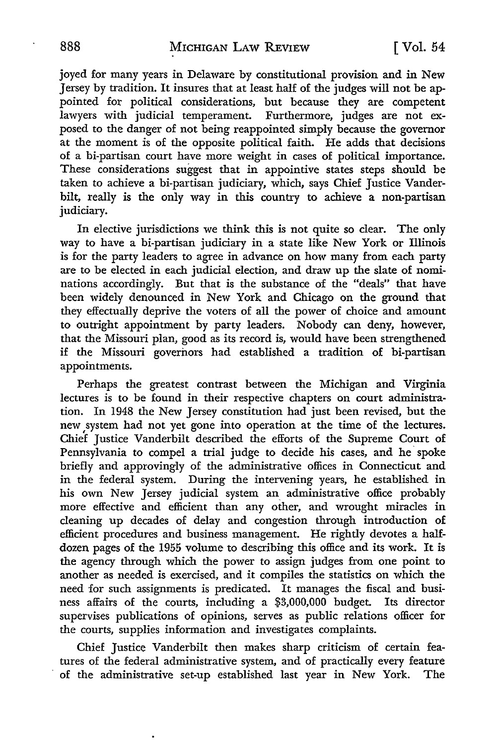joyed for many years in Delaware by constitutional provision and in New Jersey by tradition. It insures that at least half of the judges will not be appointed for political considerations, but because they are competent lawyers with judicial temperament. Furthermore, judges are not exposed to the danger of not being reappointed simply because the governor at the moment is of the opposite political faith. He adds that decisions of a bi-partisan court have more weight in cases of political importance. These considerations suggest that in appointive states steps should be taken to achieve a bi-partisan judiciary, which, says Chief Justice Vanderbilt, really is the only way in this country to achieve a non-partisan judiciary.

In elective jurisdictions we think this is not quite so clear. The only way to have a bi-partisan judiciary in a state like New York or Illinois is for the party leaders to agree in advance on how many from each party are to be elected in each judicial election, and draw up the slate of nominations accordingly. But that is the substance of the "deals" that have been widely denounced in New York and Chicago on the ground that they effectually deprive the voters of all the power of choice and amount to outright appointment by party leaders. Nobody can deny, however, that the Missouri plan, good as its record is, would have been strengthened if the Missouri governors had established a tradition of bi-partisan appointments.

Perhaps the greatest contrast between the Michigan and Virginia lectures is to be found in their respective chapters on court administration. In 1948 the New Jersey constitution had just been revised, but the new system had not yet gone into operation at the time of the lectures. Chief Justice Vanderbilt described the efforts of the Supreme Court of Pennsylvania to compel a trial judge to decide his cases, and he spoke briefly and approvingly of the administrative offices in Connecticut and in the federal system. During the intervening years, he established in his own New Jersey judicial system an administrative office probably more effective and efficient than any other, and wrought miracles in cleaning up decades of delay and congestion through introduction of efficient procedures and business management. He rightly devotes a half-dozen pages of the 1955 volume to describing this office and its work. It is the agency through which the power to assign judges from one point to another as needed is exercised, and it compiles the statistics on which the need for such assignments is predicated. It manages the fiscal and business affairs of the courts, including a $3,000,000 budget. Its director supervises publications of opinions, serves as public relations officer for the courts, supplies information and investigates complaints.

Chief Justice Vanderbilt then makes sharp criticism of certain features of the federal administrative system, and of practically every feature of the administrative set-up established last year in New York. The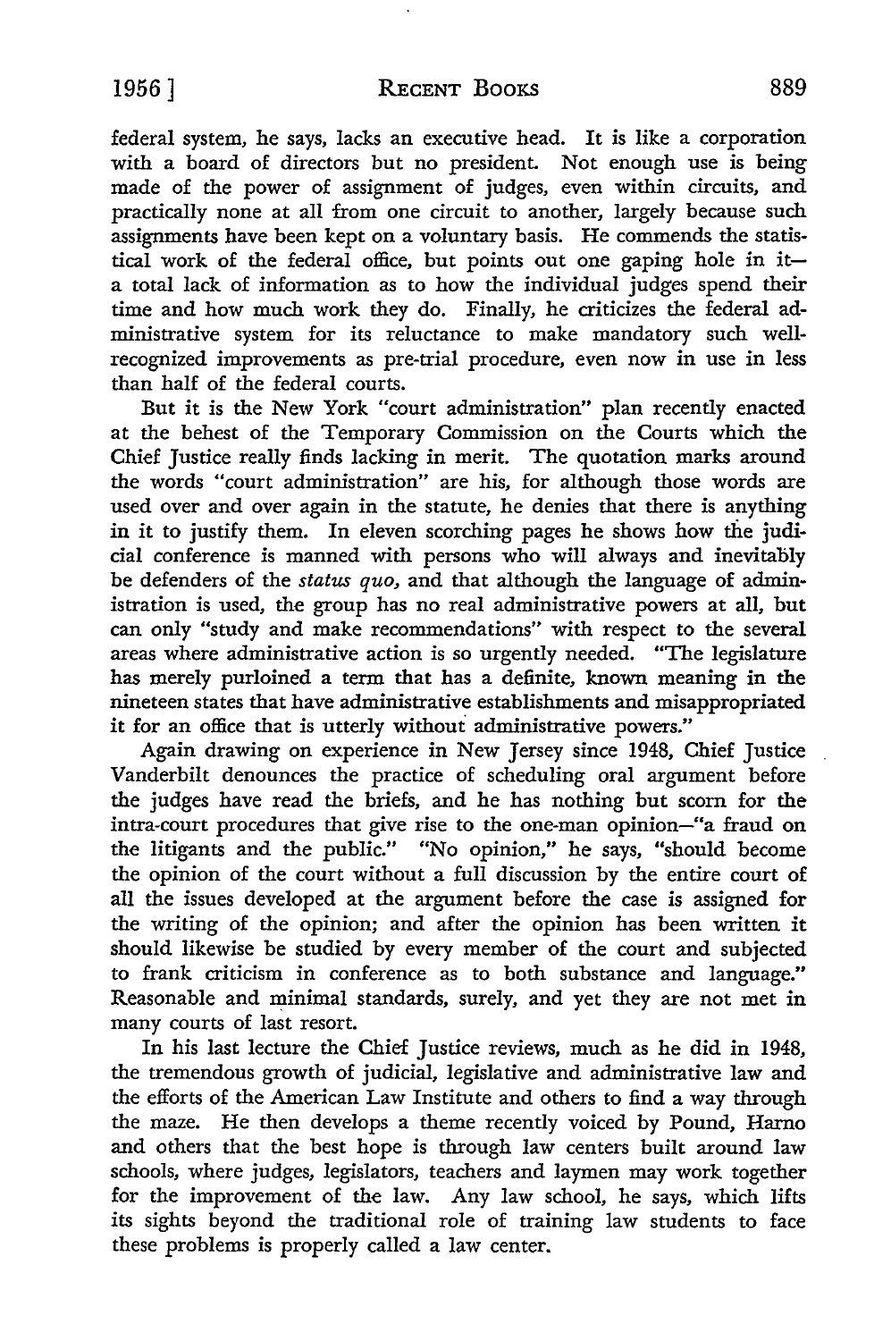federal system, he says, lacks an executive head. It is like a corporation with a board of directors but no president. Not enough use is being made of the power of assignment of judges, even within circuits, and practically none at all from one circuit to another, largely because such assignments have been kept on a voluntary basis. He commends the statistical work of the federal office, but points out one gaping hole in it—a total lack of information as to how the individual judges spend their time and how much work they do. Finally, he criticizes the federal administrative system for its reluctance to make mandatory such well-recognized improvements as pre-trial procedure, even now in use in less than half of the federal courts.

But it is the New York "court administration" plan recently enacted at the behest of the Temporary Commission on the Courts which the Chief Justice really finds lacking in merit. The quotation marks around the words "court administration" are his, for although those words are used over and over again in the statute, he denies that there is anything in it to justify them. In eleven scorching pages he shows how the judicial conference is manned with persons who will always and inevitably be defenders of the *status quo*, and that although the language of administration is used, the group has no real administrative powers at all, but can only "study and make recommendations" with respect to the several areas where administrative action is so urgently needed. "The legislature has merely purloined a term that has a definite, known meaning in the nineteen states that have administrative establishments and misappropriated it for an office that is utterly without administrative powers."

Again drawing on experience in New Jersey since 1948, Chief Justice Vanderbilt denounces the practice of scheduling oral argument before the judges have read the briefs, and he has nothing but scorn for the intra-court procedures that give rise to the one-man opinion—"a fraud on the litigants and the public." "No opinion," he says, "should become the opinion of the court without a full discussion by the entire court of all the issues developed at the argument before the case is assigned for the writing of the opinion; and after the opinion has been written it should likewise be studied by every member of the court and subjected to frank criticism in conference as to both substance and language." Reasonable and minimal standards, surely, and yet they are not met in many courts of last resort.

In his last lecture the Chief Justice reviews, much as he did in 1948, the tremendous growth of judicial, legislative and administrative law and the efforts of the American Law Institute and others to find a way through the maze. He then develops a theme recently voiced by Pound, Harno and others that the best hope is through law centers built around law schools, where judges, legislators, teachers and laymen may work together for the improvement of the law. Any law school, he says, which lifts its sights beyond the traditional role of training law students to face these problems is properly called a law center.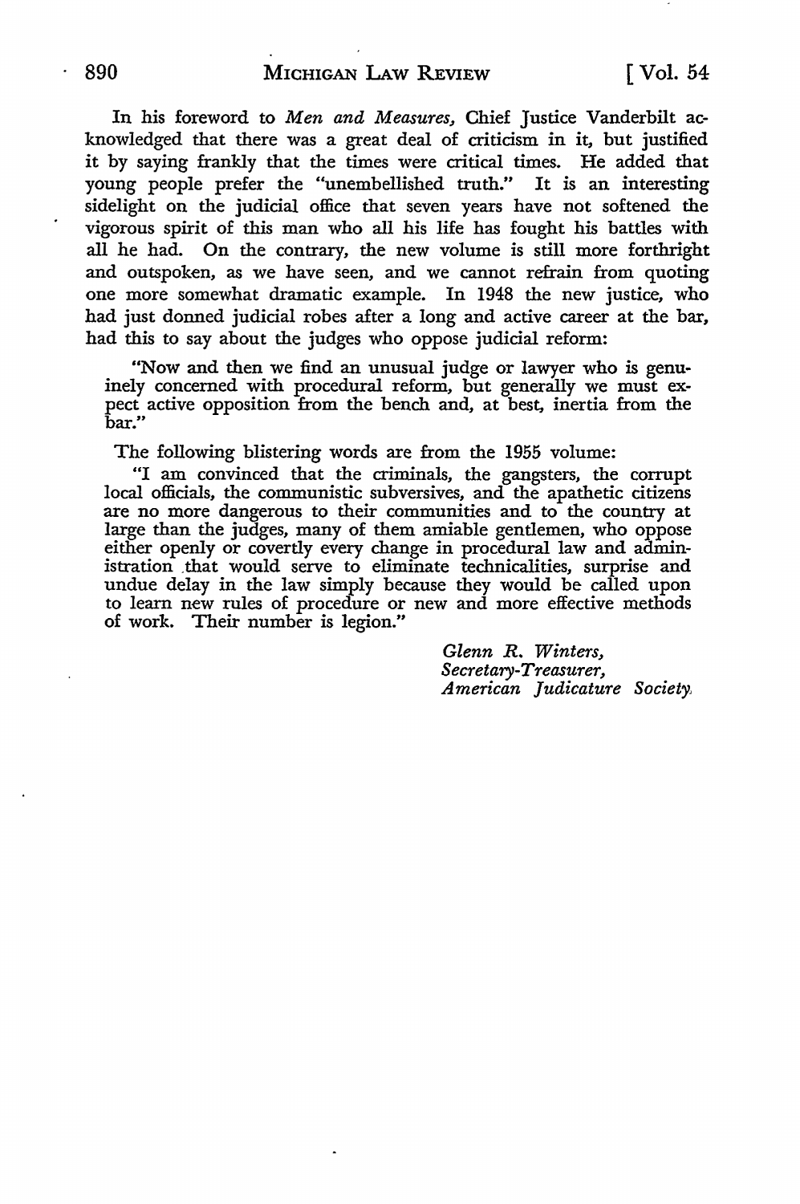In his foreword to *Men and Measures,* Chief Justice Vanderbilt acknowledged that there was a great deal of criticism in it, but justified it by saying frankly that the times were critical times. He added that young people prefer the "unembellished truth." It is an interesting sidelight on the judicial office that seven years have not softened the vigorous spirit of this man who all his life has fought his battles with all he had. On the contrary, the new volume is still more forthright and outspoken, as we have seen, and we cannot refrain from quoting one more somewhat dramatic example. In 1948 the new justice, who had just donned judicial robes after a long and active career at the bar, had this to say about the judges who oppose judicial reform:

> "Now and then we find an unusual judge or lawyer who is genuinely concerned with procedural reform, but generally we must expect active opposition from the bench and, at best, inertia from the bar."

The following blistering words are from the 1955 volume:

> "I am convinced that the criminals, the gangsters, the corrupt local officials, the communistic subversives, and the apathetic citizens are no more dangerous to their communities and to the country at large than the judges, many of them amiable gentlemen, who oppose either openly or covertly every change in procedural law and administration that would serve to eliminate technicalities, surprise and undue delay in the law simply because they would be called upon to learn new rules of procedure or new and more effective methods of work. Their number is legion."

*Glenn R. Winters,*
*Secretary-Treasurer,*
*American Judicature Society*